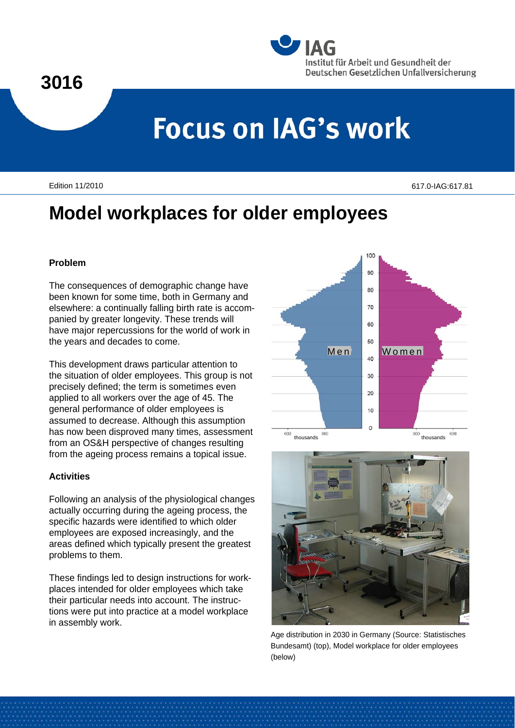3016

Institut für Arbeit und Gesundheit der Deutschen Gesetzlichen Unfallversicherung

# Focus on IAG's work

Edition 11/2010

617.0-IAG:617.81

# Model workplaces for older employees

### Problem

The consequences of demographic change have been known for some time, both in Germany and elsewhere: a continually falling birth rate is accompanied by greater longevity. These trends will have major repercussions for the world of work in the years and decades to come.

This development draws particular attention to the situation of older employees. This group is not precisely defined; the term is sometimes even applied to all workers over the age of 45. The general performance of older employees is assumed to decrease. Although this assumption has now been disproved many times, assessment from an OS&H perspective of changes resulting from the ageing process remains a topical issue.

### Activities

Following an analysis of the physiological changes actually occurring during the ageing process, the specific hazards were identified to which older employees are exposed increasingly, and the areas defined which typically present the greatest problems to them.

These findings led to design instructions for workplaces intended for older employees which take their particular needs into account. The instructions were put into practice at a model workplace in assembly work.

Age distribution in 2030 in Germany (Source: Statistisches Bundesamt) (top), Model workplace for older employees (below)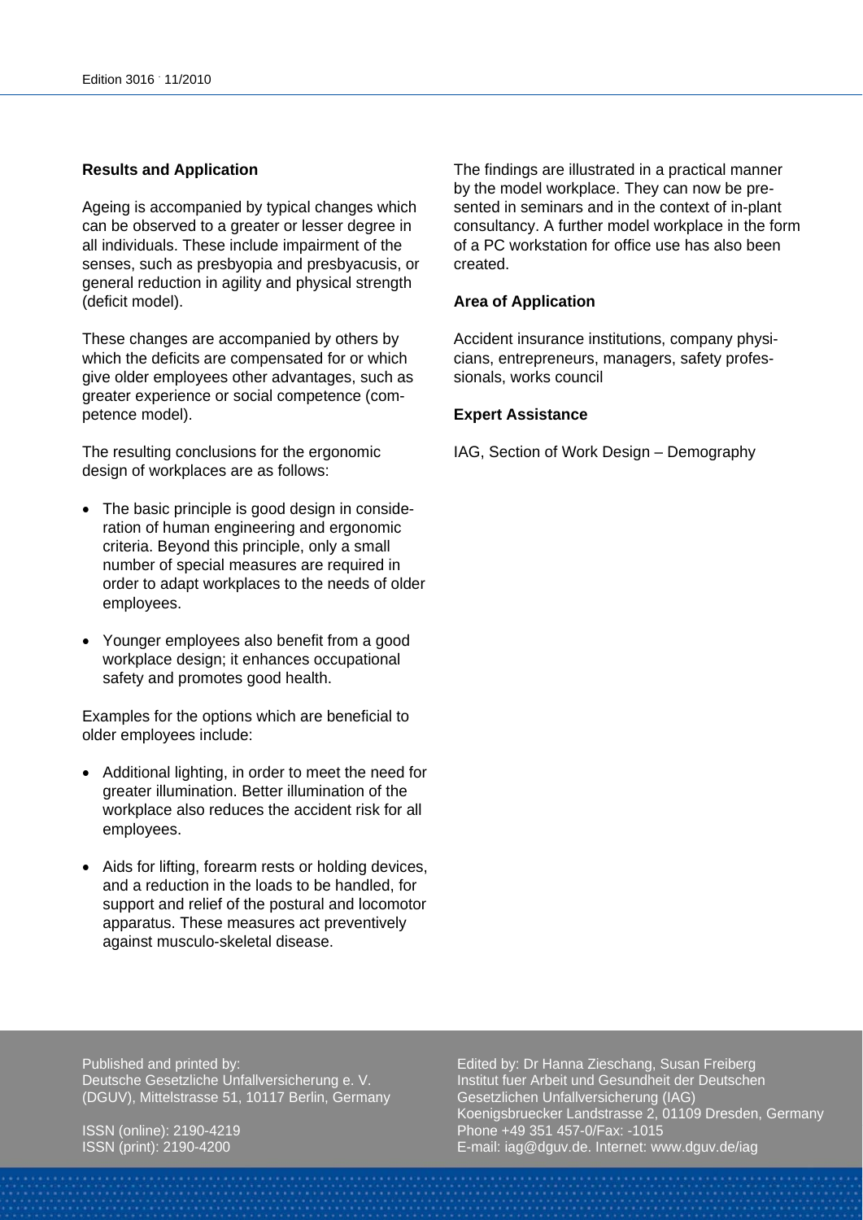## Results and Application

Ageing is accompanied by typical changes which can be observed to a greater or lesser degree in all individuals. These include impairment of the senses, such as presbyopia and presbyacusis, or general reduction in agility and physical strength (deficit model).

These changes are accompanied by others by which the deficits are compensated for or which give older employees other advantages, such as greater experience or social competence (competence model).

The resulting conclusions for the ergonomic design of workplaces are as follows:

- The basic principle is good design in consideration of human engineering and ergonomic criteria. Beyond this principle, only a small number of special measures are required in order to adapt workplaces to the needs of older employees.
- Younger employees also benefit from a good workplace design; it enhances occupational safety and promotes good health.

Examples for the options which are beneficial to older employees include:

- Additional lighting, in order to meet the need for greater illumination. Better illumination of the workplace also reduces the accident risk for all employees.
- Aids for lifting, forearm rests or holding devices, and a reduction in the loads to be handled, for support and relief of the postural and locomotor apparatus. These measures act preventively against musculo-skeletal disease.

The findings are illustrated in a practical manner by the model workplace. They can now be presented in seminars and in the context of in-plant consultancy. A further model workplace in the form of a PC workstation for office use has also been created.

## Area of Application

Accident insurance institutions, company physicians, entrepreneurs, managers, safety professionals, works council

## Expert Assistance

IAG, Section of Work Design – Demography

Published and printed by:
Deutsche Gesetzliche Unfallversicherung e. V. (DGUV), Mittelstrasse 51, 10117 Berlin, Germany

ISSN (online): 2190-4219
ISSN (print): 2190-4200

Edited by: Dr Hanna Zieschang, Susan Freiberg
Institut fuer Arbeit und Gesundheit der Deutschen Gesetzlichen Unfallversicherung (IAG)
Koenigsbruecker Landstrasse 2, 01109 Dresden, Germany
Phone +49 351 457-0/Fax: -1015
E-mail: iag@dguv.de. Internet: www.dguv.de/iag